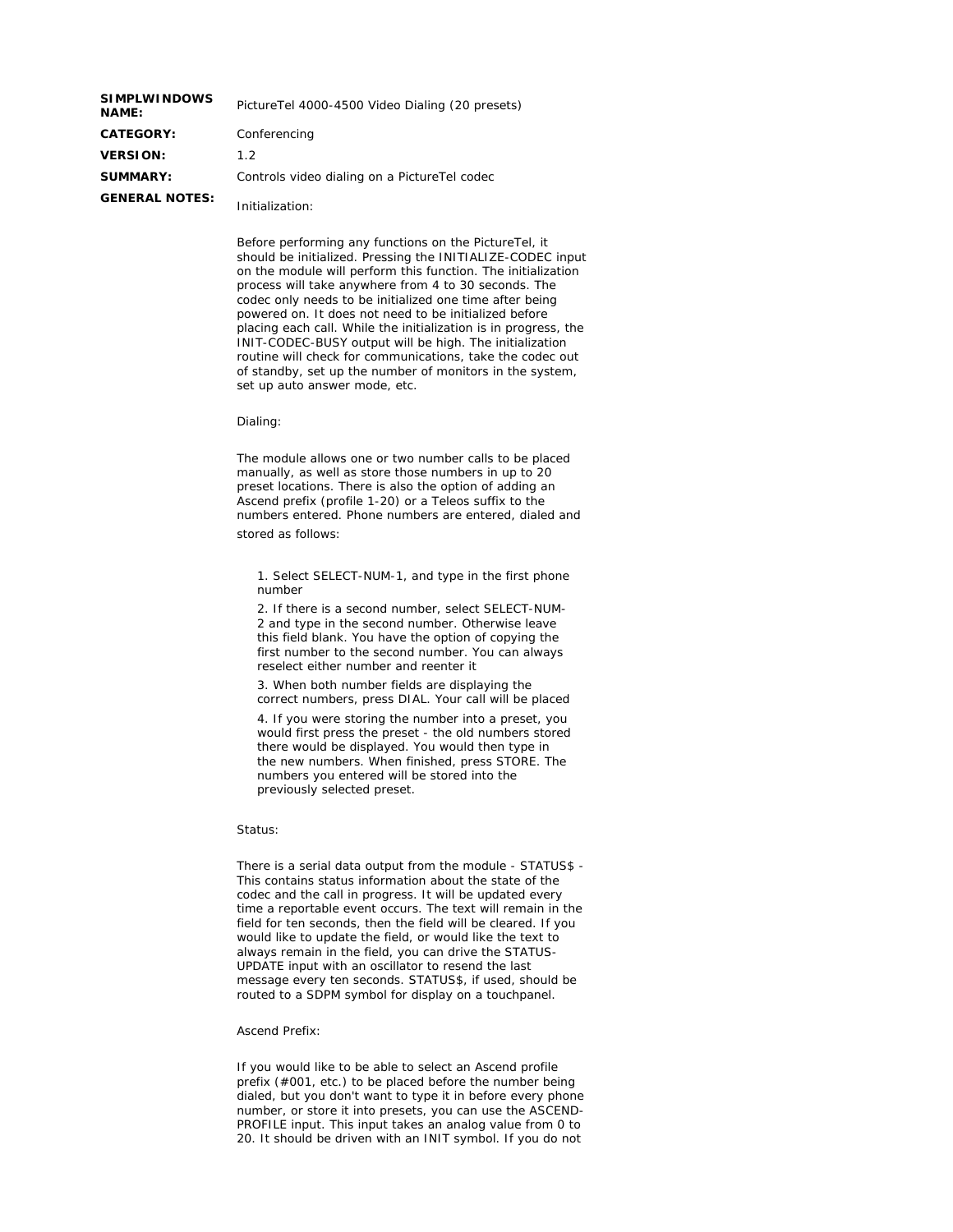**SIMPLWINDOWS NAME:** PictureTel 4000-4500 Video Dialing (20 presets)

**CATEGORY:** Conferencing

**VERSION:** 1.2

**SUMMARY:** Controls video dialing on a PictureTel codec

**GENERAL NOTES:**

Initialization:

Before performing any functions on the PictureTel, it should be initialized. Pressing the INITIALIZE-CODEC input on the module will perform this function. The initialization process will take anywhere from 4 to 30 seconds. The codec only needs to be initialized one time after being powered on. It does not need to be initialized before placing each call. While the initialization is in progress, the INIT-CODEC-BUSY output will be high. The initialization routine will check for communications, take the codec out of standby, set up the number of monitors in the system, set up auto answer mode, etc.

Dialing:

The module allows one or two number calls to be placed manually, as well as store those numbers in up to 20 preset locations. There is also the option of adding an Ascend prefix (profile 1-20) or a Teleos suffix to the numbers entered. Phone numbers are entered, dialed and stored as follows:

1. Select SELECT-NUM-1, and type in the first phone number
2. If there is a second number, select SELECT-NUM-2 and type in the second number. Otherwise leave this field blank. You have the option of copying the first number to the second number. You can always reselect either number and reenter it
3. When both number fields are displaying the correct numbers, press DIAL. Your call will be placed
4. If you were storing the number into a preset, you would first press the preset - the old numbers stored there would be displayed. You would then type in the new numbers. When finished, press STORE. The numbers you entered will be stored into the previously selected preset.

Status:

There is a serial data output from the module - STATUS$ - This contains status information about the state of the codec and the call in progress. It will be updated every time a reportable event occurs. The text will remain in the field for ten seconds, then the field will be cleared. If you would like to update the field, or would like the text to always remain in the field, you can drive the STATUS-UPDATE input with an oscillator to resend the last message every ten seconds. STATUS$, if used, should be routed to a SDPM symbol for display on a touchpanel.

Ascend Prefix:

If you would like to be able to select an Ascend profile prefix (#001, etc.) to be placed before the number being dialed, but you don't want to type it in before every phone number, or store it into presets, you can use the ASCEND-PROFILE input. This input takes an analog value from 0 to 20. It should be driven with an INIT symbol. If you do not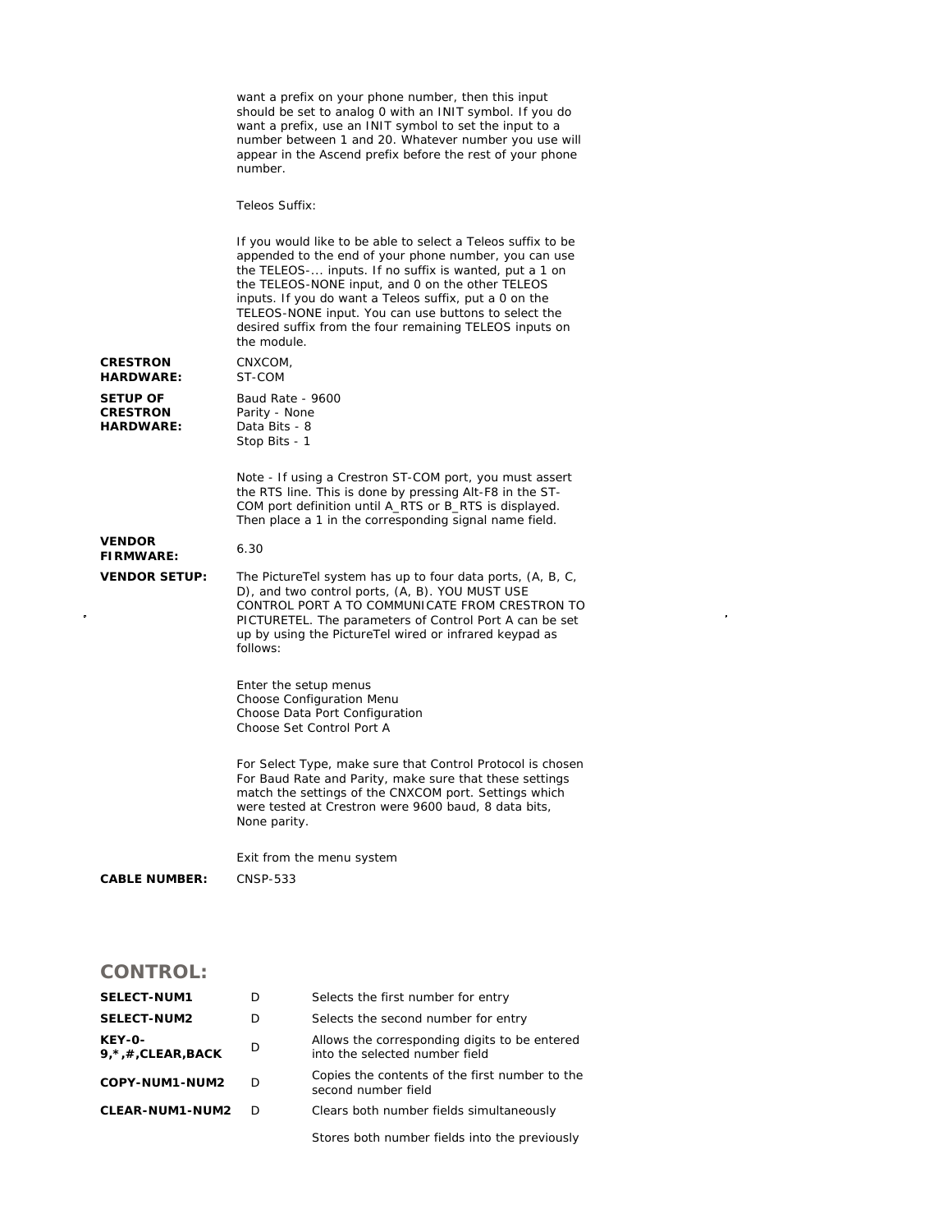want a prefix on your phone number, then this input should be set to analog 0 with an INIT symbol. If you do want a prefix, use an INIT symbol to set the input to a number between 1 and 20. Whatever number you use will appear in the Ascend prefix before the rest of your phone number.

Teleos Suffix:

If you would like to be able to select a Teleos suffix to be appended to the end of your phone number, you can use the TELEOS-... inputs. If no suffix is wanted, put a 1 on the TELEOS-NONE input, and 0 on the other TELEOS inputs. If you do want a Teleos suffix, put a 0 on the TELEOS-NONE input. You can use buttons to select the desired suffix from the four remaining TELEOS inputs on the module.

| | |
|---|---|
| **CRESTRON HARDWARE:** | CNXCOM,<br>ST-COM |
| **SETUP OF CRESTRON HARDWARE:** | Baud Rate - 9600<br>Parity - None<br>Data Bits - 8<br>Stop Bits - 1<br><br>Note - If using a Crestron ST-COM port, you must assert the RTS line. This is done by pressing Alt-F8 in the ST-COM port definition until A_RTS or B_RTS is displayed. Then place a 1 in the corresponding signal name field. |
| **VENDOR FIRMWARE:** | 6.30 |
| **VENDOR SETUP:** | The PictureTel system has up to four data ports, (A, B, C, D), and two control ports, (A, B). YOU MUST USE CONTROL PORT A TO COMMUNICATE FROM CRESTRON TO PICTURETEL. The parameters of Control Port A can be set up by using the PictureTel wired or infrared keypad as follows:<br><br>Enter the setup menus<br>Choose Configuration Menu<br>Choose Data Port Configuration<br>Choose Set Control Port A<br><br>For Select Type, make sure that Control Protocol is chosen<br>For Baud Rate and Parity, make sure that these settings match the settings of the CNXCOM port. Settings which were tested at Crestron were 9600 baud, 8 data bits, None parity.<br><br>Exit from the menu system |
| **CABLE NUMBER:** | CNSP-533 |

## CONTROL:

| | | |
|---|---|---|
| **SELECT-NUM1** | D | Selects the first number for entry |
| **SELECT-NUM2** | D | Selects the second number for entry |
| **KEY-0-9,*,#,CLEAR,BACK** | D | Allows the corresponding digits to be entered into the selected number field |
| **COPY-NUM1-NUM2** | D | Copies the contents of the first number to the second number field |
| **CLEAR-NUM1-NUM2** | D | Clears both number fields simultaneously |
| | | Stores both number fields into the previously |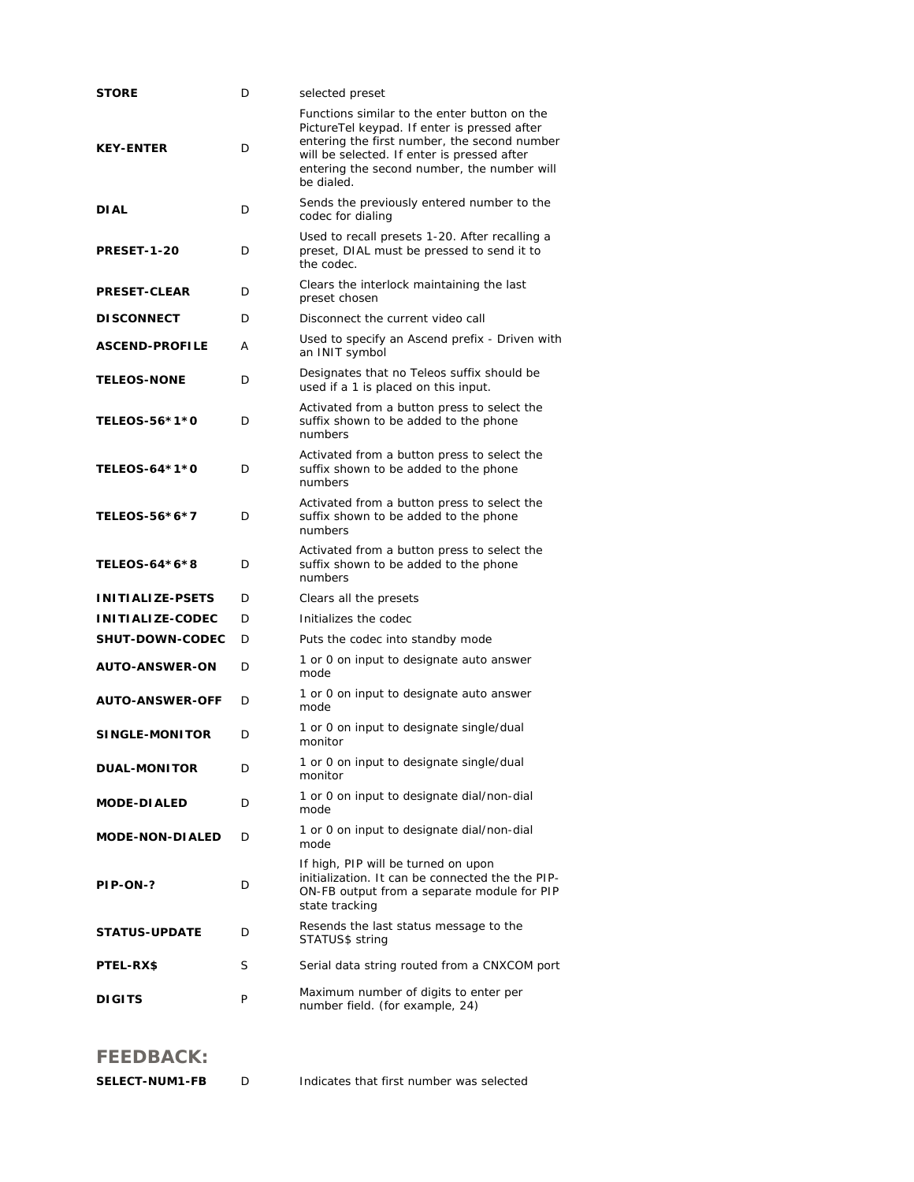| | | |
|---|---|---|
| **STORE** | D | selected preset |
| **KEY-ENTER** | D | Functions similar to the enter button on the PictureTel keypad. If enter is pressed after entering the first number, the second number will be selected. If enter is pressed after entering the second number, the number will be dialed. |
| **DIAL** | D | Sends the previously entered number to the codec for dialing |
| **PRESET-1-20** | D | Used to recall presets 1-20. After recalling a preset, DIAL must be pressed to send it to the codec. |
| **PRESET-CLEAR** | D | Clears the interlock maintaining the last preset chosen |
| **DISCONNECT** | D | Disconnect the current video call |
| **ASCEND-PROFILE** | A | Used to specify an Ascend prefix - Driven with an INIT symbol |
| **TELEOS-NONE** | D | Designates that no Teleos suffix should be used if a 1 is placed on this input. |
| **TELEOS-56*1*0** | D | Activated from a button press to select the suffix shown to be added to the phone numbers |
| **TELEOS-64*1*0** | D | Activated from a button press to select the suffix shown to be added to the phone numbers |
| **TELEOS-56*6*7** | D | Activated from a button press to select the suffix shown to be added to the phone numbers |
| **TELEOS-64*6*8** | D | Activated from a button press to select the suffix shown to be added to the phone numbers |
| **INITIALIZE-PSETS** | D | Clears all the presets |
| **INITIALIZE-CODEC** | D | Initializes the codec |
| **SHUT-DOWN-CODEC** | D | Puts the codec into standby mode |
| **AUTO-ANSWER-ON** | D | 1 or 0 on input to designate auto answer mode |
| **AUTO-ANSWER-OFF** | D | 1 or 0 on input to designate auto answer mode |
| **SINGLE-MONITOR** | D | 1 or 0 on input to designate single/dual monitor |
| **DUAL-MONITOR** | D | 1 or 0 on input to designate single/dual monitor |
| **MODE-DIALED** | D | 1 or 0 on input to designate dial/non-dial mode |
| **MODE-NON-DIALED** | D | 1 or 0 on input to designate dial/non-dial mode |
| **PIP-ON-?** | D | If high, PIP will be turned on upon initialization. It can be connected the the PIP-ON-FB output from a separate module for PIP state tracking |
| **STATUS-UPDATE** | D | Resends the last status message to the STATUS$ string |
| **PTEL-RX$** | S | Serial data string routed from a CNXCOM port |
| **DIGITS** | P | Maximum number of digits to enter per number field. (for example, 24) |

## FEEDBACK:

| | | |
|---|---|---|
| **SELECT-NUM1-FB** | D | Indicates that first number was selected |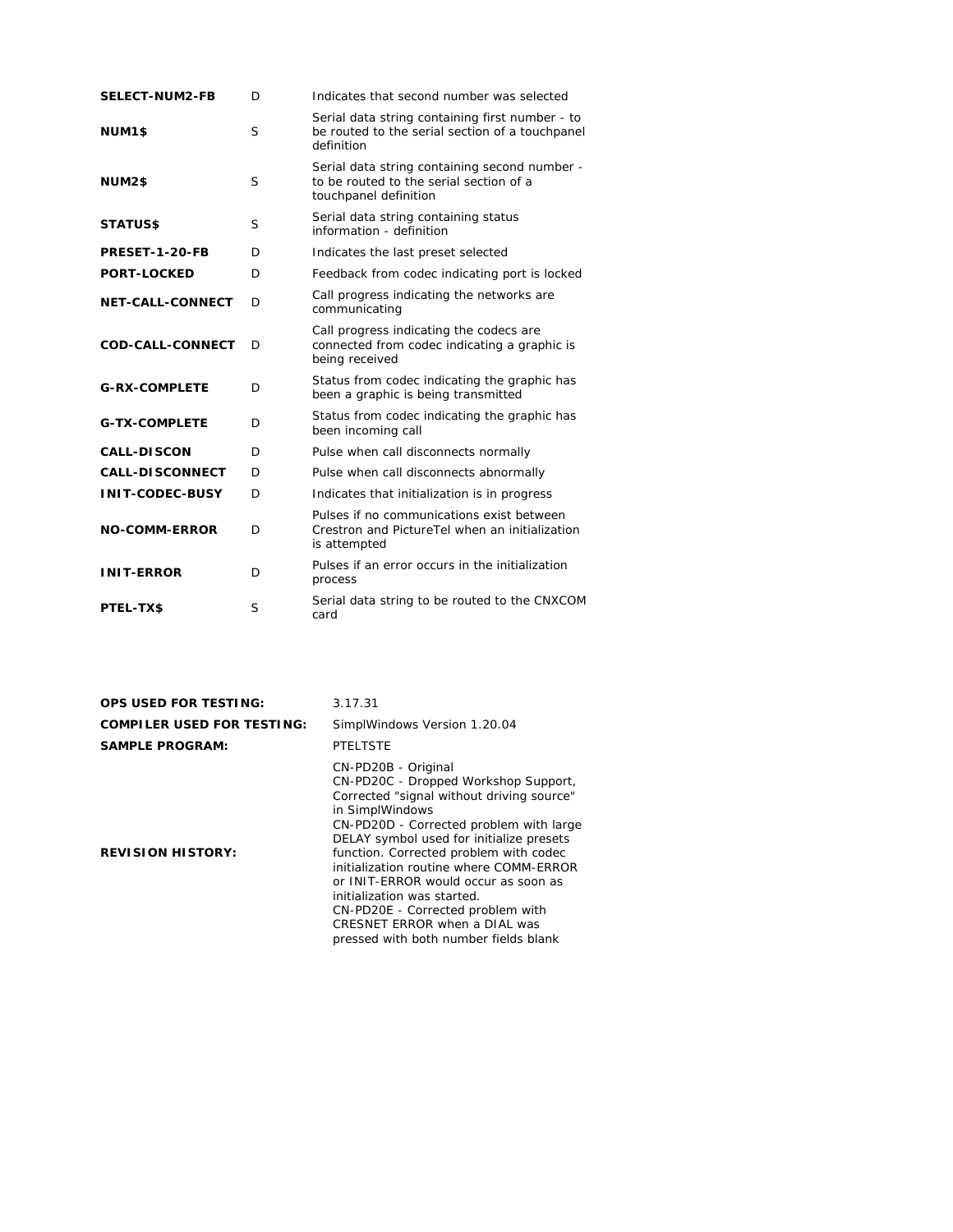| | | |
|---|---|---|
| **SELECT-NUM2-FB** | D | Indicates that second number was selected |
| **NUM1$** | S | Serial data string containing first number - to be routed to the serial section of a touchpanel definition |
| **NUM2$** | S | Serial data string containing second number - to be routed to the serial section of a touchpanel definition |
| **STATUS$** | S | Serial data string containing status information - definition |
| **PRESET-1-20-FB** | D | Indicates the last preset selected |
| **PORT-LOCKED** | D | Feedback from codec indicating port is locked |
| **NET-CALL-CONNECT** | D | Call progress indicating the networks are communicating |
| **COD-CALL-CONNECT** | D | Call progress indicating the codecs are connected from codec indicating a graphic is being received |
| **G-RX-COMPLETE** | D | Status from codec indicating the graphic has been a graphic is being transmitted |
| **G-TX-COMPLETE** | D | Status from codec indicating the graphic has been incoming call |
| **CALL-DISCON** | D | Pulse when call disconnects normally |
| **CALL-DISCONNECT** | D | Pulse when call disconnects abnormally |
| **INIT-CODEC-BUSY** | D | Indicates that initialization is in progress |
| **NO-COMM-ERROR** | D | Pulses if no communications exist between Crestron and PictureTel when an initialization is attempted |
| **INIT-ERROR** | D | Pulses if an error occurs in the initialization process |
| **PTEL-TX$** | S | Serial data string to be routed to the CNXCOM card |

| | |
|---|---|
| **OPS USED FOR TESTING:** | 3.17.31 |
| **COMPILER USED FOR TESTING:** | SimplWindows Version 1.20.04 |
| **SAMPLE PROGRAM:** | PTELTSTE |
| **REVISION HISTORY:** | CN-PD20B - Original<br>CN-PD20C - Dropped Workshop Support, Corrected "signal without driving source" in SimplWindows<br>CN-PD20D - Corrected problem with large DELAY symbol used for initialize presets function. Corrected problem with codec initialization routine where COMM-ERROR or INIT-ERROR would occur as soon as initialization was started.<br>CN-PD20E - Corrected problem with CRESNET ERROR when a DIAL was pressed with both number fields blank |